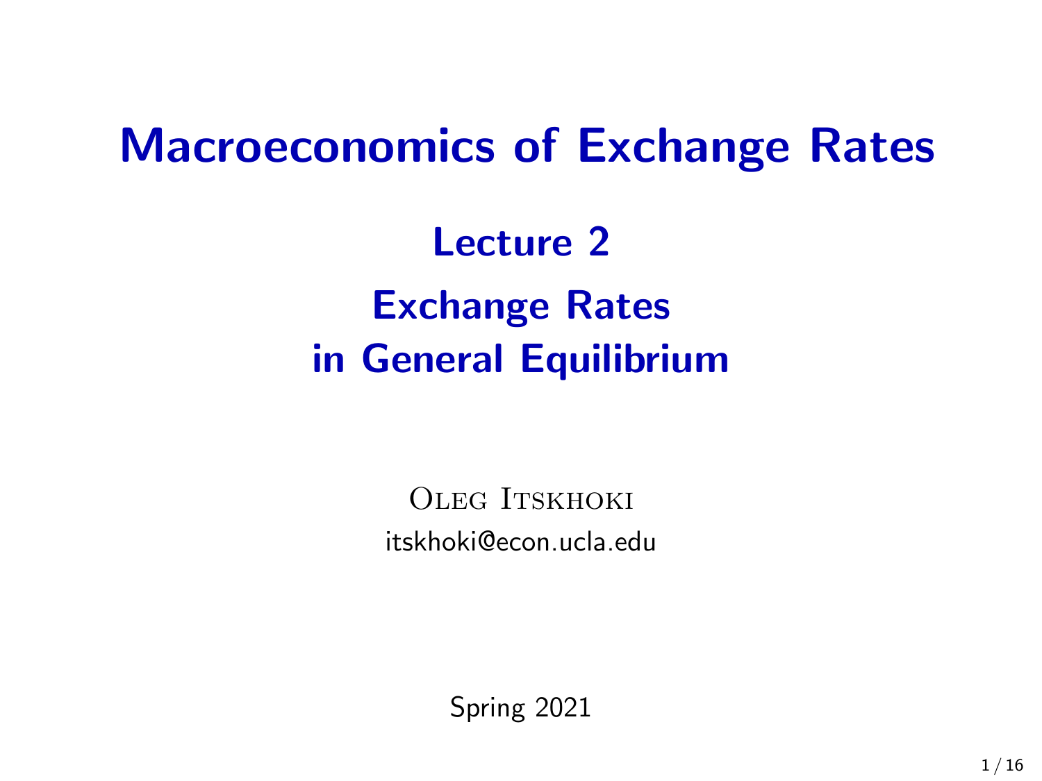# Macroeconomics of Exchange Rates

## Lecture 2

## Exchange Rates in General Equilibrium

Oleg Itskhoki

itskhoki@econ.ucla.edu

Spring 2021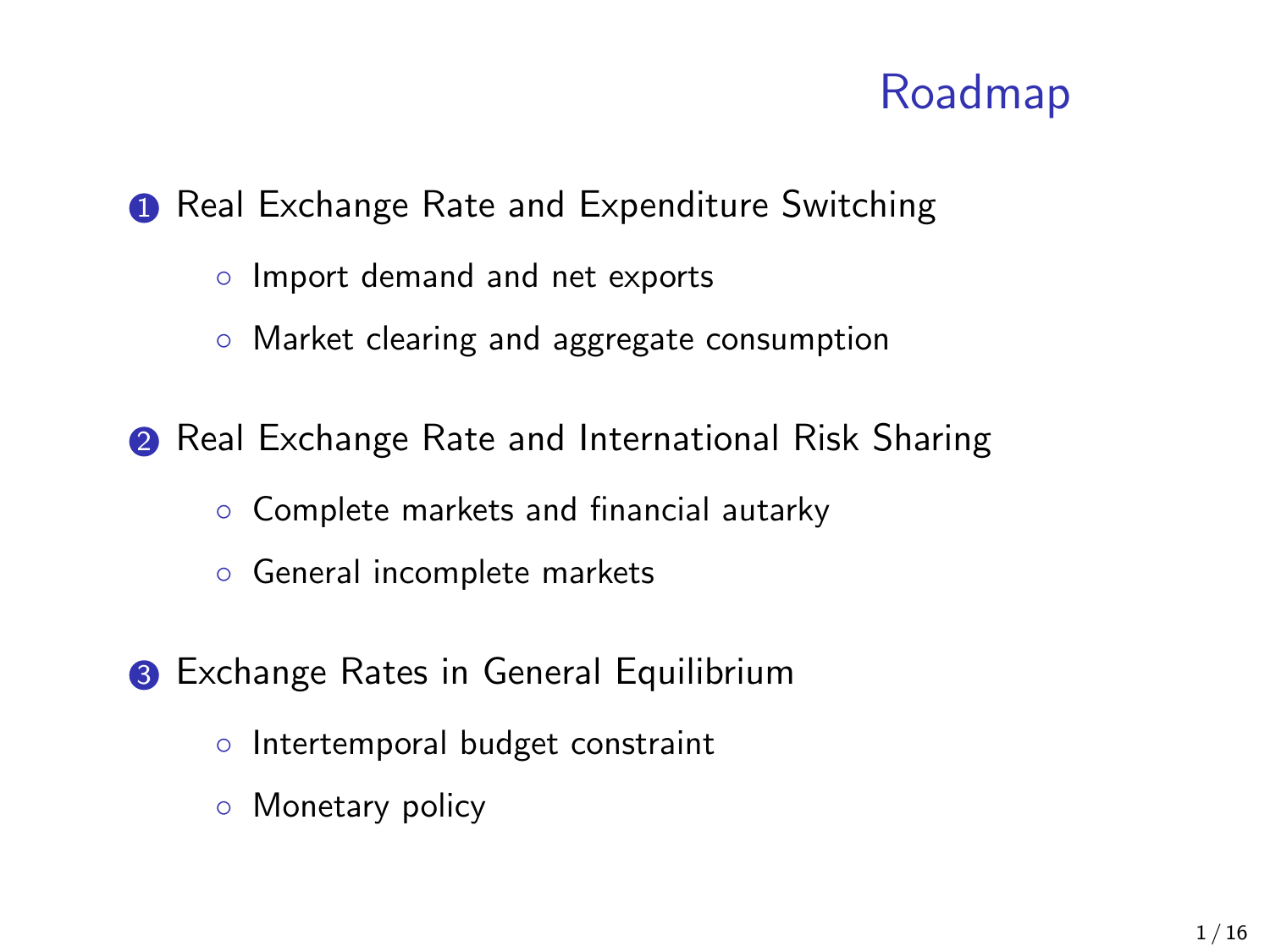# Roadmap

1. Real Exchange Rate and Expenditure Switching
   - Import demand and net exports
   - Market clearing and aggregate consumption

2. Real Exchange Rate and International Risk Sharing
   - Complete markets and financial autarky
   - General incomplete markets

3. Exchange Rates in General Equilibrium
   - Intertemporal budget constraint
   - Monetary policy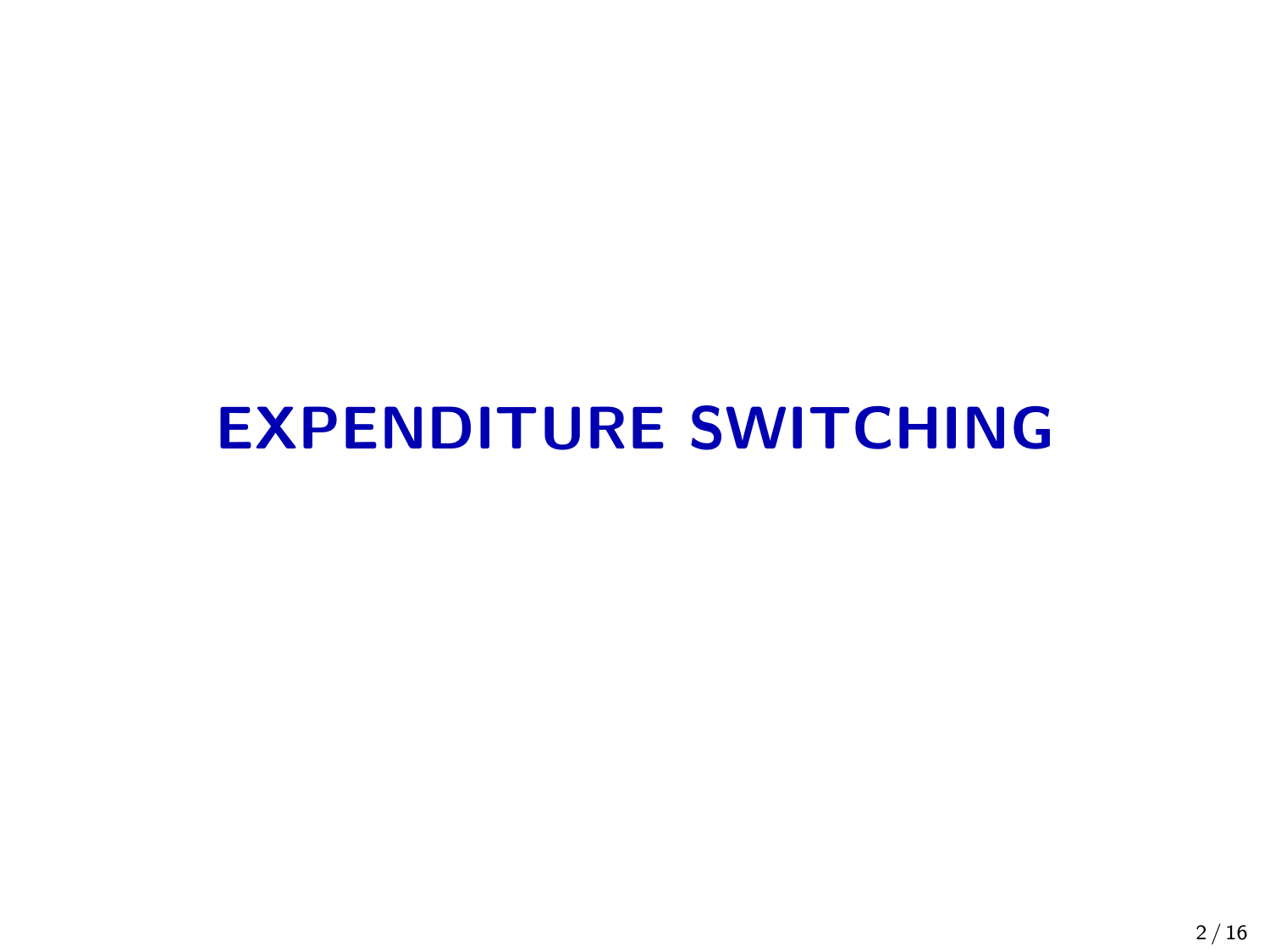# EXPENDITURE SWITCHING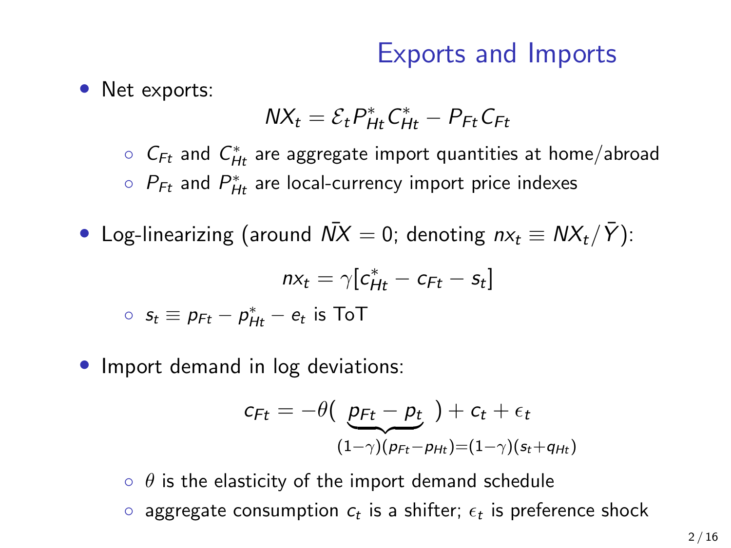# Exports and Imports

- Net exports:

$$NX_t = \mathcal{E}_t P^*_{Ht} C^*_{Ht} - P_{Ft} C_{Ft}$$

  - $C_{Ft}$ and $C^*_{Ht}$ are aggregate import quantities at home/abroad
  - $P_{Ft}$ and $P^*_{Ht}$ are local-currency import price indexes

- Log-linearizing (around $\bar{NX} = 0$; denoting $nx_t \equiv NX_t / \bar{Y}$):

$$nx_t = \gamma [c^*_{Ht} - c_{Ft} - s_t]$$

  - $s_t \equiv p_{Ft} - p^*_{Ht} - e_t$ is ToT

- Import demand in log deviations:

$$c_{Ft} = -\theta( \underbrace{p_{Ft} - p_t}_{(1-\gamma)(p_{Ft} - p_{Ht}) = (1-\gamma)(s_t + q_{Ht})} ) + c_t + \epsilon_t$$

  - $\theta$ is the elasticity of the import demand schedule
  - aggregate consumption $c_t$ is a shifter; $\epsilon_t$ is preference shock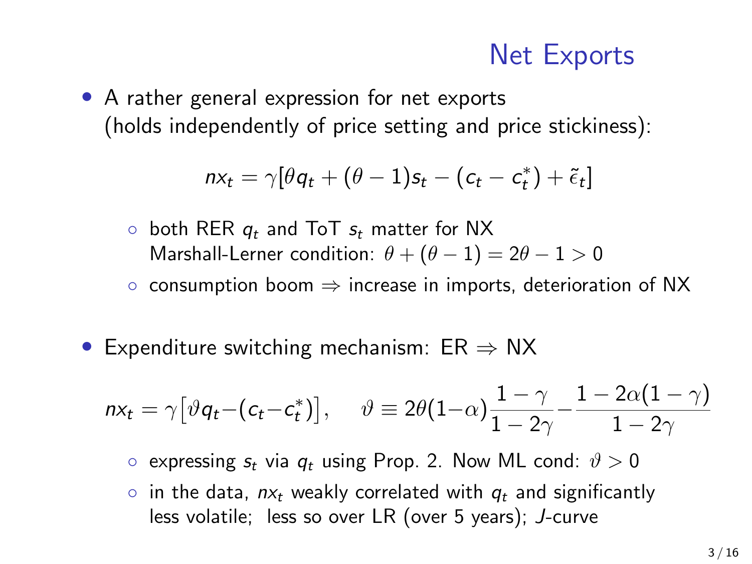# Net Exports

- A rather general expression for net exports (holds independently of price setting and price stickiness):

$$nx_t = \gamma[\theta q_t + (\theta - 1)s_t - (c_t - c_t^*) + \tilde{\epsilon}_t]$$

  - both RER $q_t$ and ToT $s_t$ matter for NX
    Marshall-Lerner condition: $\theta + (\theta - 1) = 2\theta - 1 > 0$
  - consumption boom $\Rightarrow$ increase in imports, deterioration of NX

- Expenditure switching mechanism: ER $\Rightarrow$ NX

$$nx_t = \gamma\big[\vartheta q_t - (c_t - c_t^*)\big], \quad \vartheta \equiv 2\theta(1-\alpha)\frac{1-\gamma}{1-2\gamma} - \frac{1-2\alpha(1-\gamma)}{1-2\gamma}$$

  - expressing $s_t$ via $q_t$ using Prop. 2. Now ML cond: $\vartheta > 0$
  - in the data, $nx_t$ weakly correlated with $q_t$ and significantly less volatile; less so over LR (over 5 years); *J*-curve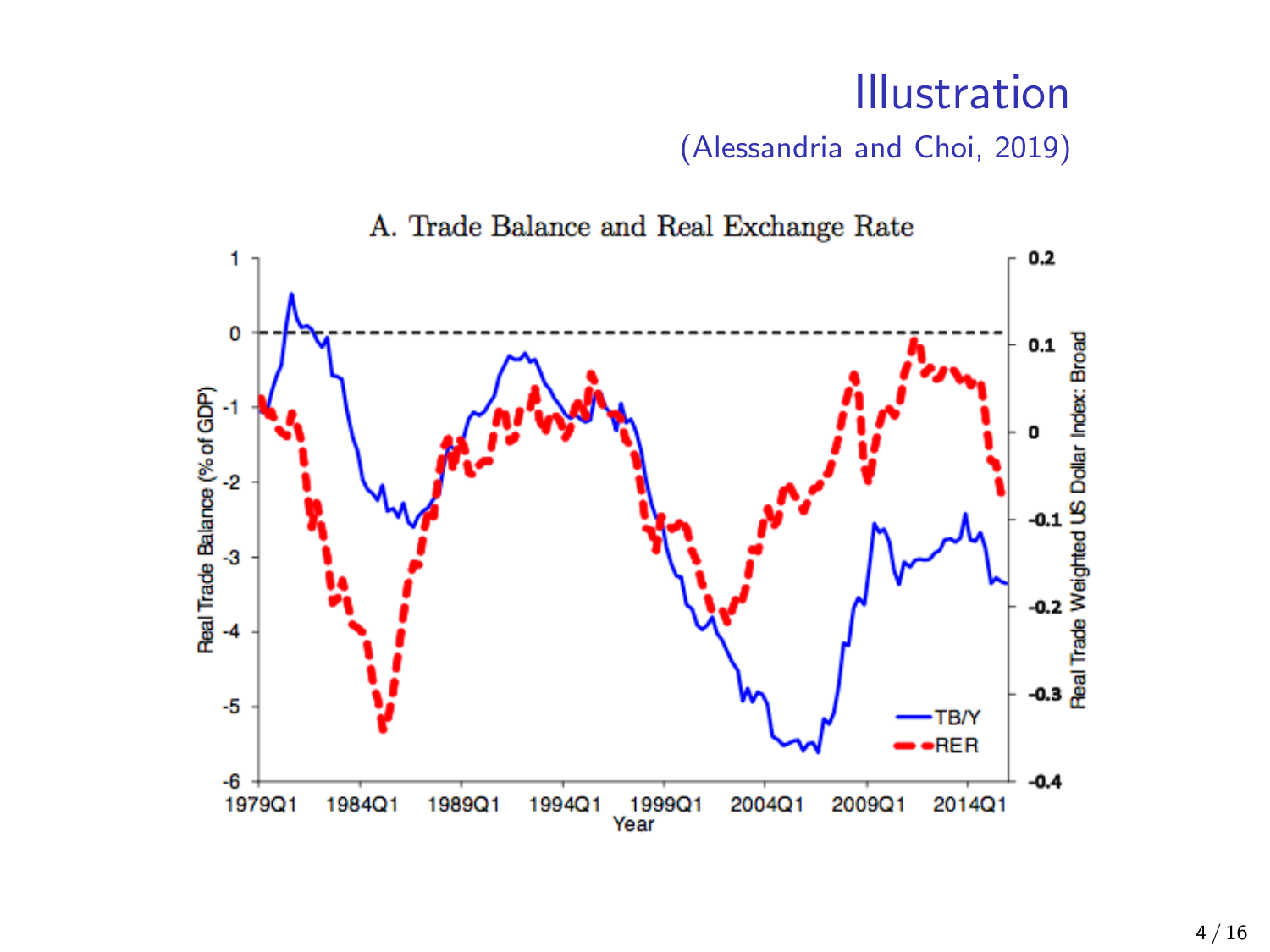# Illustration

(Alessandria and Choi, 2019)

A. Trade Balance and Real Exchange Rate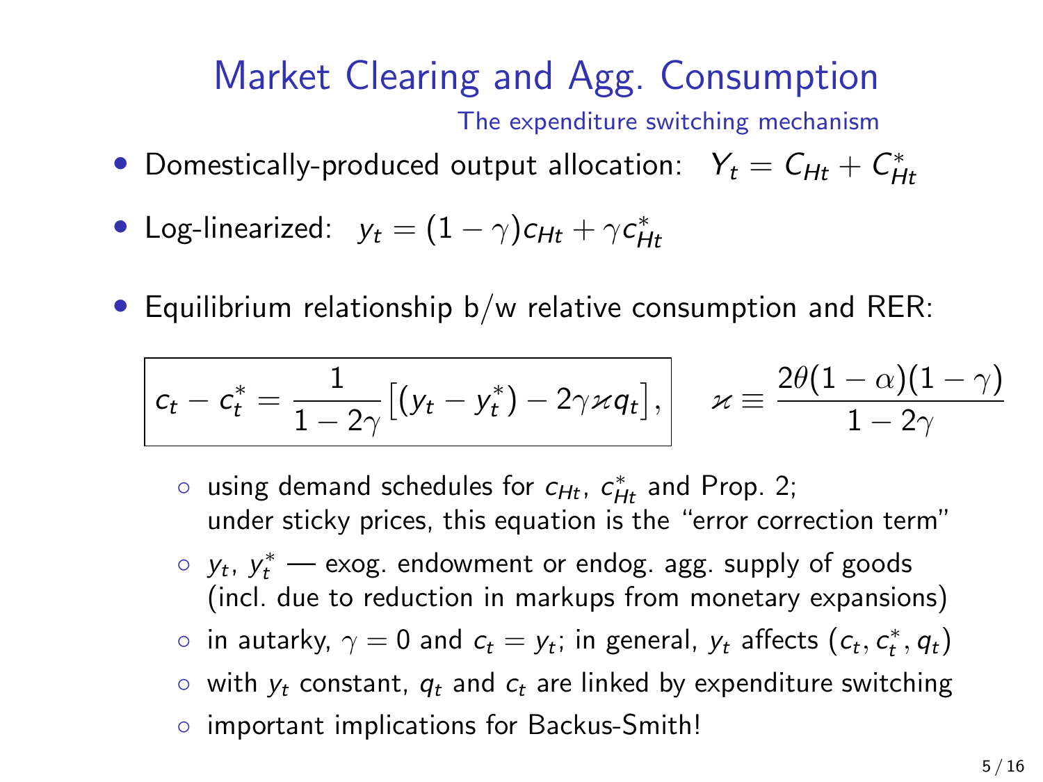# Market Clearing and Agg. Consumption

### The expenditure switching mechanism

- Domestically-produced output allocation: $Y_t = C_{Ht} + C^*_{Ht}$
- Log-linearized: $y_t = (1-\gamma)c_{Ht} + \gamma c^*_{Ht}$
- Equilibrium relationship b/w relative consumption and RER:

$$\boxed{c_t - c^*_t = \frac{1}{1-2\gamma}\big[(y_t - y^*_t) - 2\gamma\varkappa q_t\big],} \qquad \varkappa \equiv \frac{2\theta(1-\alpha)(1-\gamma)}{1-2\gamma}$$

  - using demand schedules for $c_{Ht}$, $c^*_{Ht}$ and Prop. 2; under sticky prices, this equation is the "error correction term"
  - $y_t$, $y^*_t$ — exog. endowment or endog. agg. supply of goods (incl. due to reduction in markups from monetary expansions)
  - in autarky, $\gamma = 0$ and $c_t = y_t$; in general, $y_t$ affects $(c_t, c^*_t, q_t)$
  - with $y_t$ constant, $q_t$ and $c_t$ are linked by expenditure switching
  - important implications for Backus-Smith!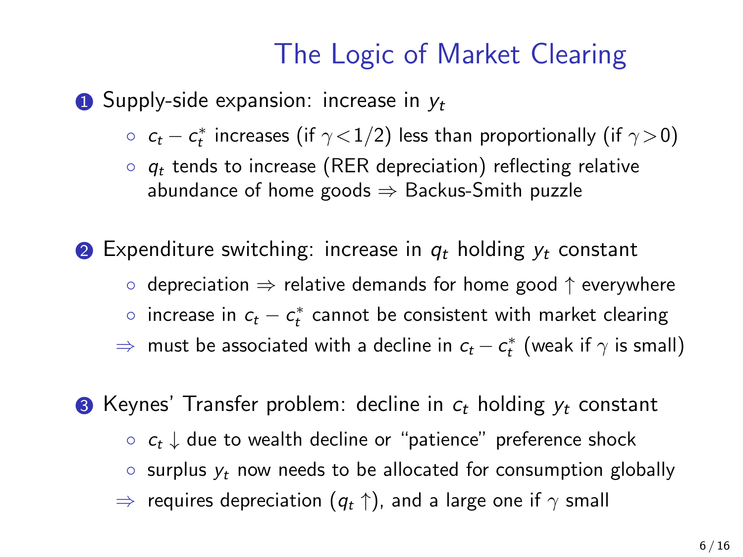# The Logic of Market Clearing

1. Supply-side expansion: increase in $y_t$
   - $c_t - c_t^*$ increases (if $\gamma < 1/2$) less than proportionally (if $\gamma > 0$)
   - $q_t$ tends to increase (RER depreciation) reflecting relative abundance of home goods $\Rightarrow$ Backus-Smith puzzle

2. Expenditure switching: increase in $q_t$ holding $y_t$ constant
   - depreciation $\Rightarrow$ relative demands for home good $\uparrow$ everywhere
   - increase in $c_t - c_t^*$ cannot be consistent with market clearing

   $\Rightarrow$ must be associated with a decline in $c_t - c_t^*$ (weak if $\gamma$ is small)

3. Keynes' Transfer problem: decline in $c_t$ holding $y_t$ constant
   - $c_t \downarrow$ due to wealth decline or "patience" preference shock
   - surplus $y_t$ now needs to be allocated for consumption globally

   $\Rightarrow$ requires depreciation ($q_t \uparrow$), and a large one if $\gamma$ small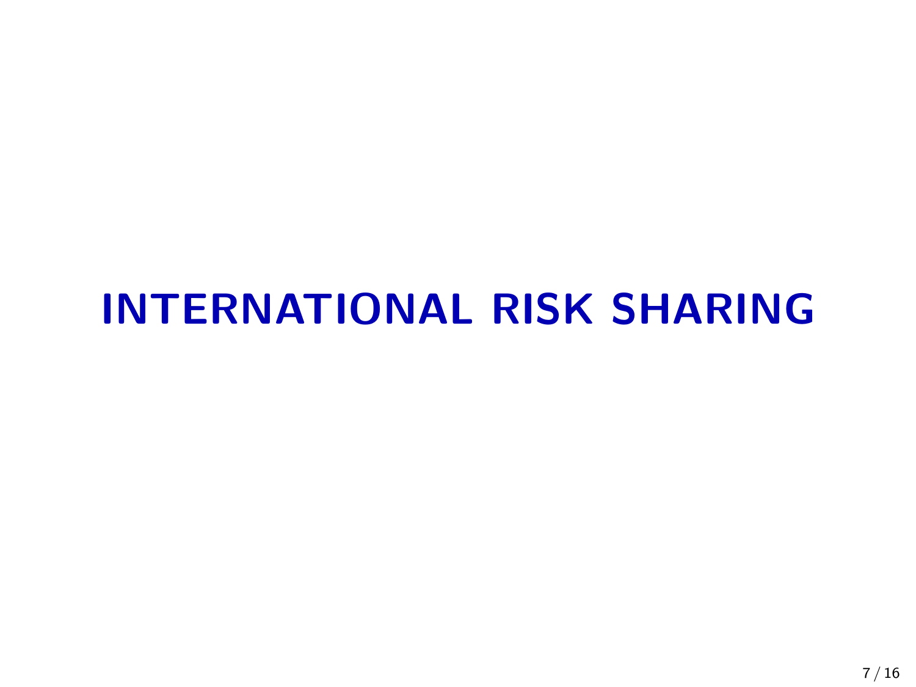# INTERNATIONAL RISK SHARING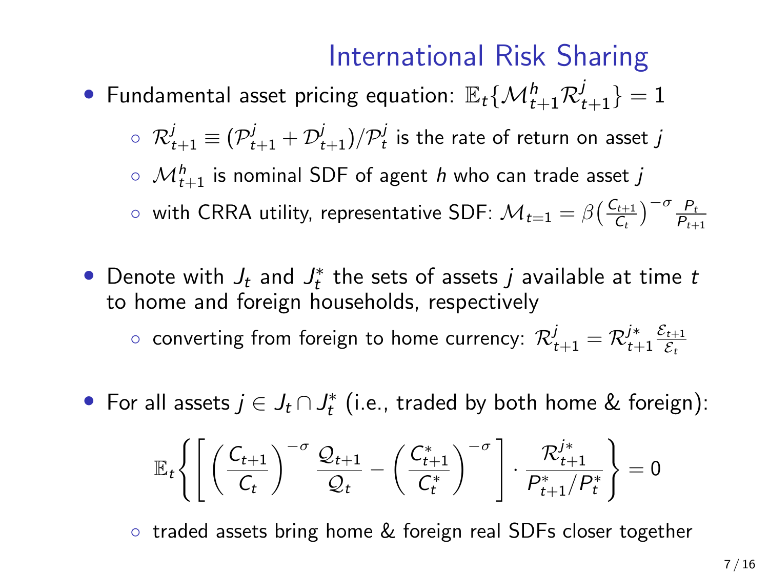# International Risk Sharing

- Fundamental asset pricing equation: $\mathbb{E}_t\{\mathcal{M}^h_{t+1}\mathcal{R}^j_{t+1}\} = 1$
  - $\mathcal{R}^j_{t+1} \equiv (\mathcal{P}^j_{t+1} + \mathcal{D}^j_{t+1})/\mathcal{P}^j_t$ is the rate of return on asset $j$
  - $\mathcal{M}^h_{t+1}$ is nominal SDF of agent $h$ who can trade asset $j$
  - with CRRA utility, representative SDF: $\mathcal{M}_{t=1} = \beta\left(\frac{C_{t+1}}{C_t}\right)^{-\sigma}\frac{P_t}{P_{t+1}}$
- Denote with $J_t$ and $J^*_t$ the sets of assets $j$ available at time $t$ to home and foreign households, respectively
  - converting from foreign to home currency: $\mathcal{R}^j_{t+1} = \mathcal{R}^{j*}_{t+1}\frac{\mathcal{E}_{t+1}}{\mathcal{E}_t}$
- For all assets $j \in J_t \cap J^*_t$ (i.e., traded by both home & foreign):

$$\mathbb{E}_t\left\{\left[\left(\frac{C_{t+1}}{C_t}\right)^{-\sigma}\frac{\mathcal{Q}_{t+1}}{\mathcal{Q}_t} - \left(\frac{C^*_{t+1}}{C^*_t}\right)^{-\sigma}\right]\cdot\frac{\mathcal{R}^{j*}_{t+1}}{P^*_{t+1}/P^*_t}\right\} = 0$$

  - traded assets bring home & foreign real SDFs closer together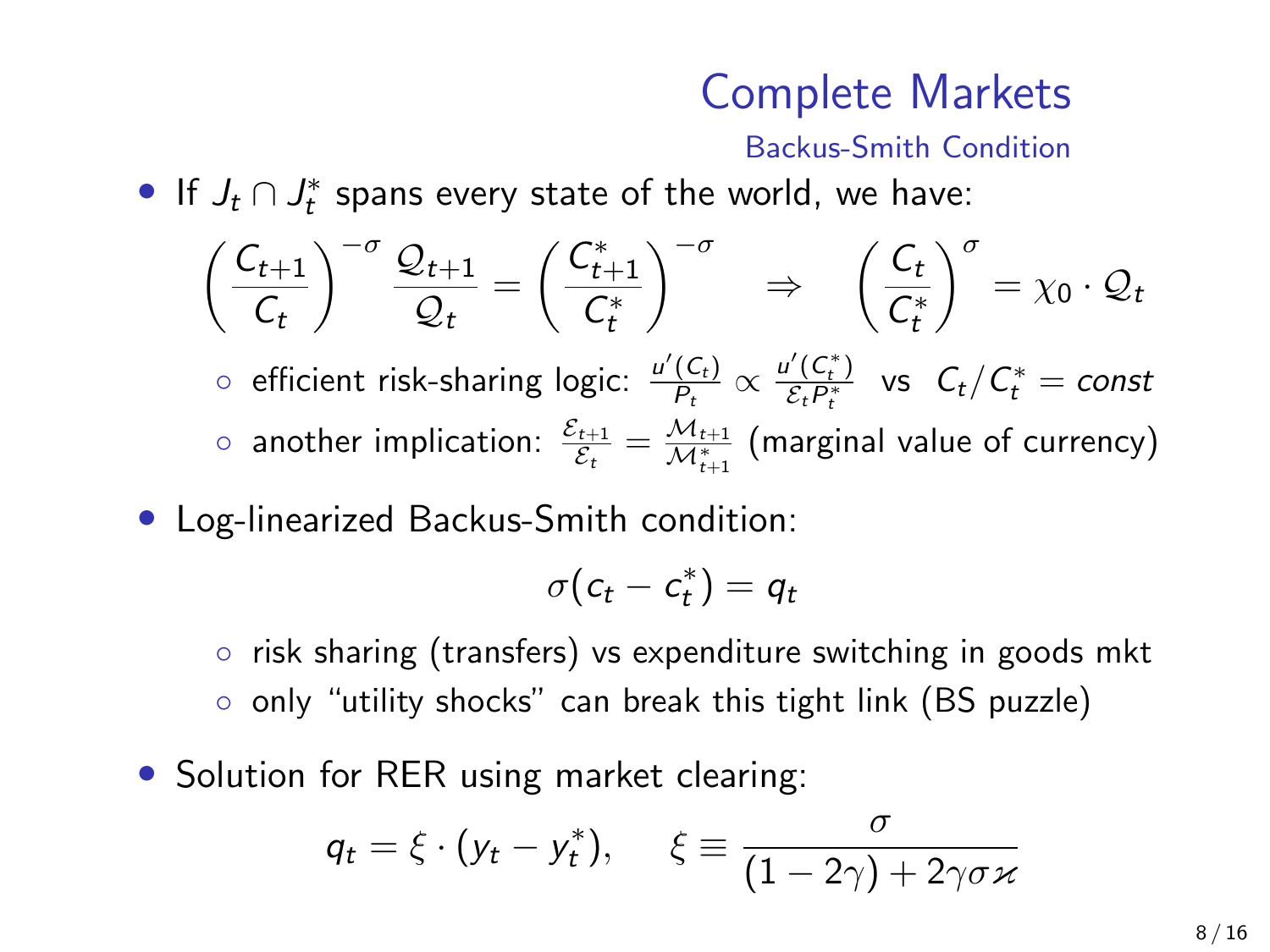# Complete Markets

## Backus-Smith Condition

- If $J_t \cap J_t^*$ spans every state of the world, we have:

$$\left(\frac{C_{t+1}}{C_t}\right)^{-\sigma} \frac{\mathcal{Q}_{t+1}}{\mathcal{Q}_t} = \left(\frac{C_{t+1}^*}{C_t^*}\right)^{-\sigma} \quad \Rightarrow \quad \left(\frac{C_t}{C_t^*}\right)^{\sigma} = \chi_0 \cdot \mathcal{Q}_t$$

  - efficient risk-sharing logic: $\frac{u'(C_t)}{P_t} \propto \frac{u'(C_t^*)}{\mathcal{E}_t P_t^*}$ vs $C_t/C_t^* = const$
  - another implication: $\frac{\mathcal{E}_{t+1}}{\mathcal{E}_t} = \frac{\mathcal{M}_{t+1}}{\mathcal{M}_{t+1}^*}$ (marginal value of currency)

- Log-linearized Backus-Smith condition:

$$\sigma(c_t - c_t^*) = q_t$$

  - risk sharing (transfers) vs expenditure switching in goods mkt
  - only "utility shocks" can break this tight link (BS puzzle)

- Solution for RER using market clearing:

$$q_t = \xi \cdot (y_t - y_t^*), \qquad \xi \equiv \frac{\sigma}{(1-2\gamma) + 2\gamma\sigma\varkappa}$$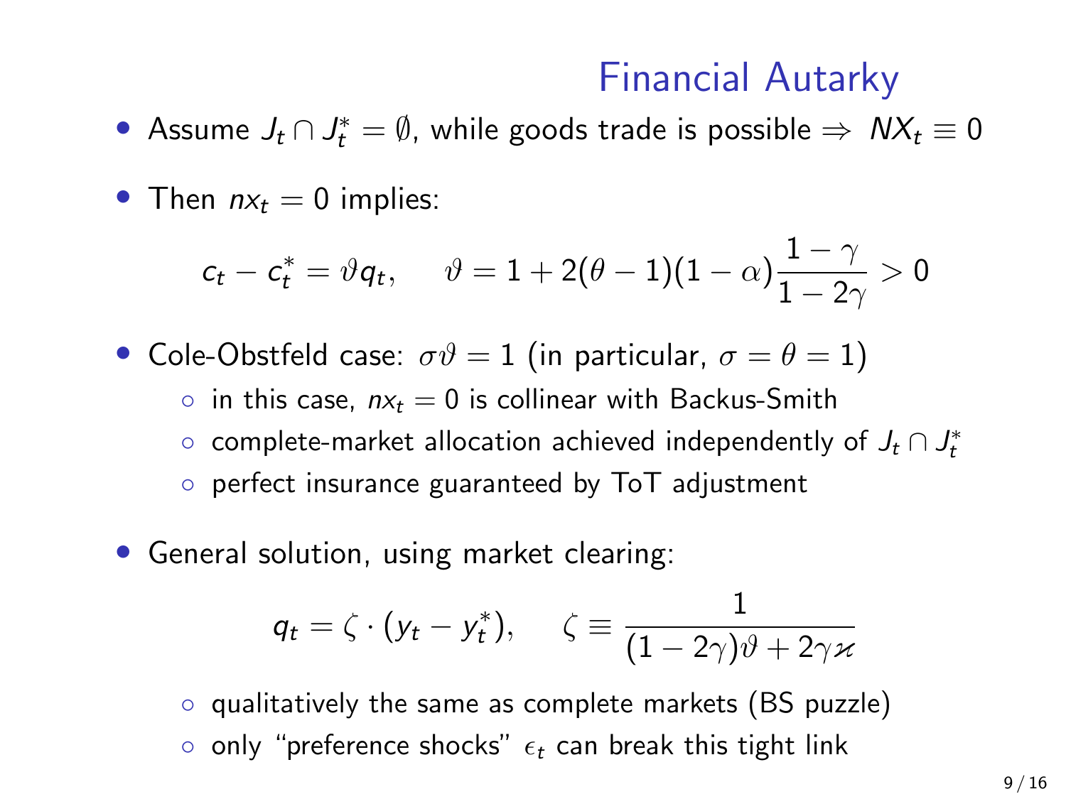## Financial Autarky

- Assume $J_t \cap J_t^* = \emptyset$, while goods trade is possible $\Rightarrow$ $NX_t \equiv 0$
- Then $nx_t = 0$ implies:

$$c_t - c_t^* = \vartheta q_t, \quad \vartheta = 1 + 2(\theta - 1)(1 - \alpha)\frac{1 - \gamma}{1 - 2\gamma} > 0$$

- Cole-Obstfeld case: $\sigma\vartheta = 1$ (in particular, $\sigma = \theta = 1$)
  - in this case, $nx_t = 0$ is collinear with Backus-Smith
  - complete-market allocation achieved independently of $J_t \cap J_t^*$
  - perfect insurance guaranteed by ToT adjustment
- General solution, using market clearing:

$$q_t = \zeta \cdot (y_t - y_t^*), \quad \zeta \equiv \frac{1}{(1 - 2\gamma)\vartheta + 2\gamma\varkappa}$$

  - qualitatively the same as complete markets (BS puzzle)
  - only "preference shocks" $\epsilon_t$ can break this tight link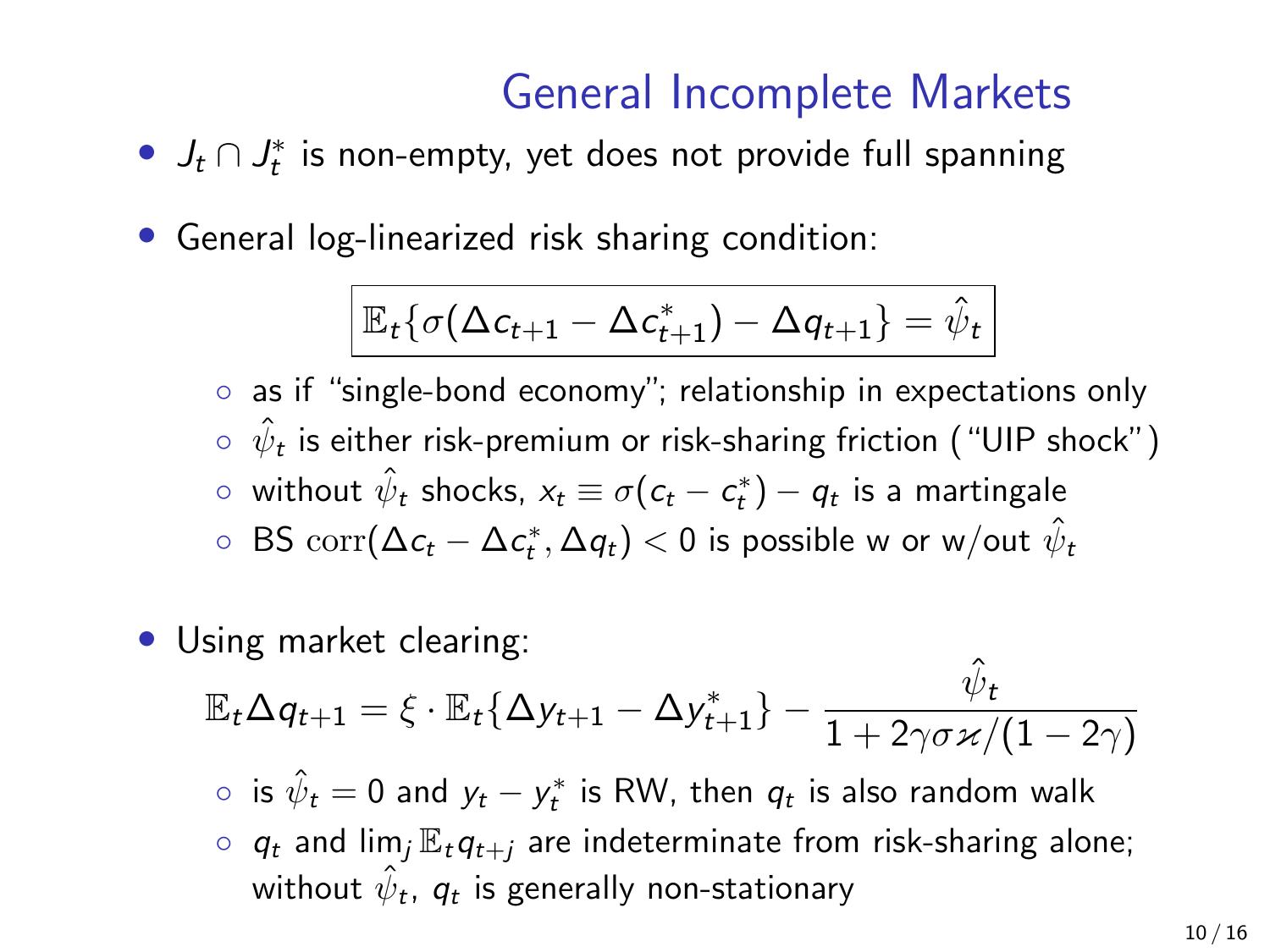# General Incomplete Markets

- $J_t \cap J_t^*$ is non-empty, yet does not provide full spanning
- General log-linearized risk sharing condition:

$$\boxed{\mathbb{E}_t\{\sigma(\Delta c_{t+1} - \Delta c_{t+1}^*) - \Delta q_{t+1}\} = \hat{\psi}_t}$$

  - as if "single-bond economy"; relationship in expectations only
  - $\hat{\psi}_t$ is either risk-premium or risk-sharing friction ("UIP shock")
  - without $\hat{\psi}_t$ shocks, $x_t \equiv \sigma(c_t - c_t^*) - q_t$ is a martingale
  - BS $\mathrm{corr}(\Delta c_t - \Delta c_t^*, \Delta q_t) < 0$ is possible w or w/out $\hat{\psi}_t$

- Using market clearing:

$$\mathbb{E}_t \Delta q_{t+1} = \xi \cdot \mathbb{E}_t\{\Delta y_{t+1} - \Delta y_{t+1}^*\} - \frac{\hat{\psi}_t}{1 + 2\gamma\sigma\varkappa/(1-2\gamma)}$$

  - is $\hat{\psi}_t = 0$ and $y_t - y_t^*$ is RW, then $q_t$ is also random walk
  - $q_t$ and $\lim_j \mathbb{E}_t q_{t+j}$ are indeterminate from risk-sharing alone; without $\hat{\psi}_t$, $q_t$ is generally non-stationary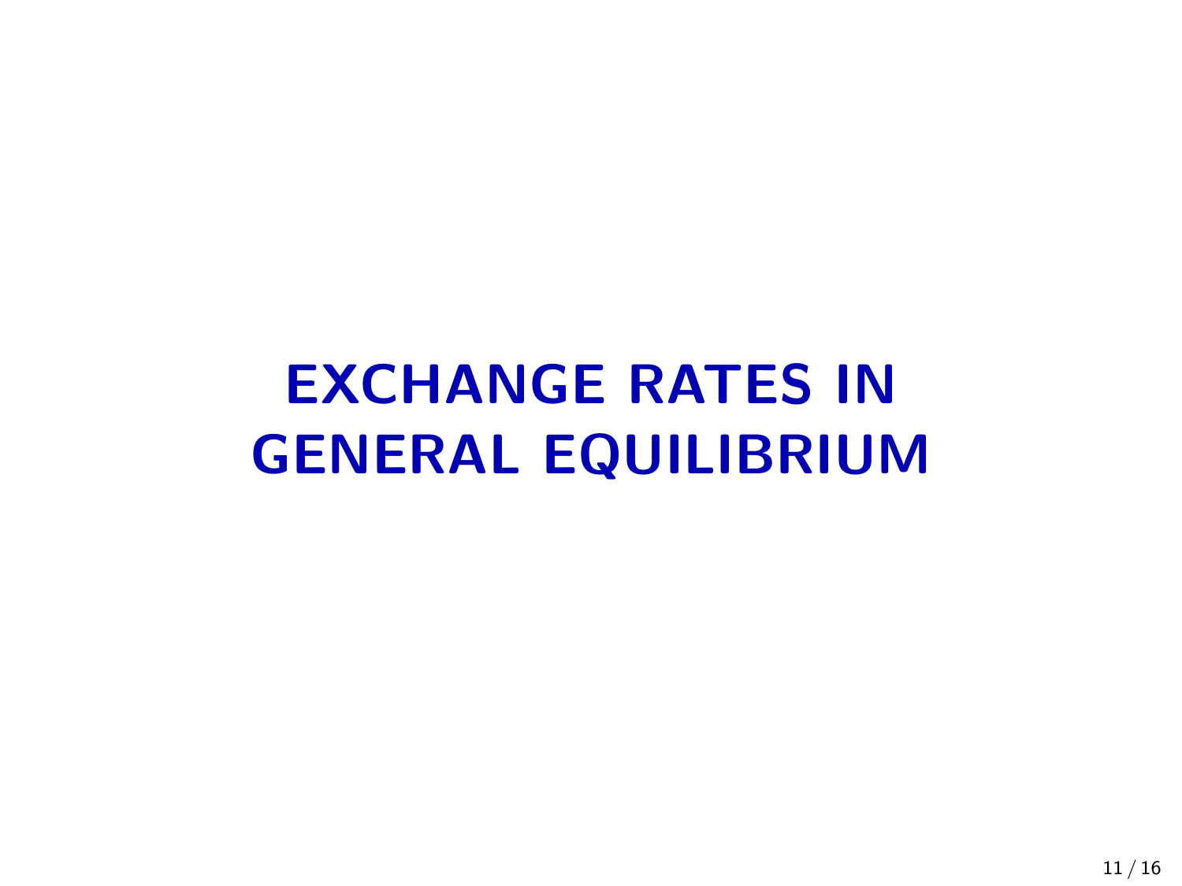# EXCHANGE RATES IN GENERAL EQUILIBRIUM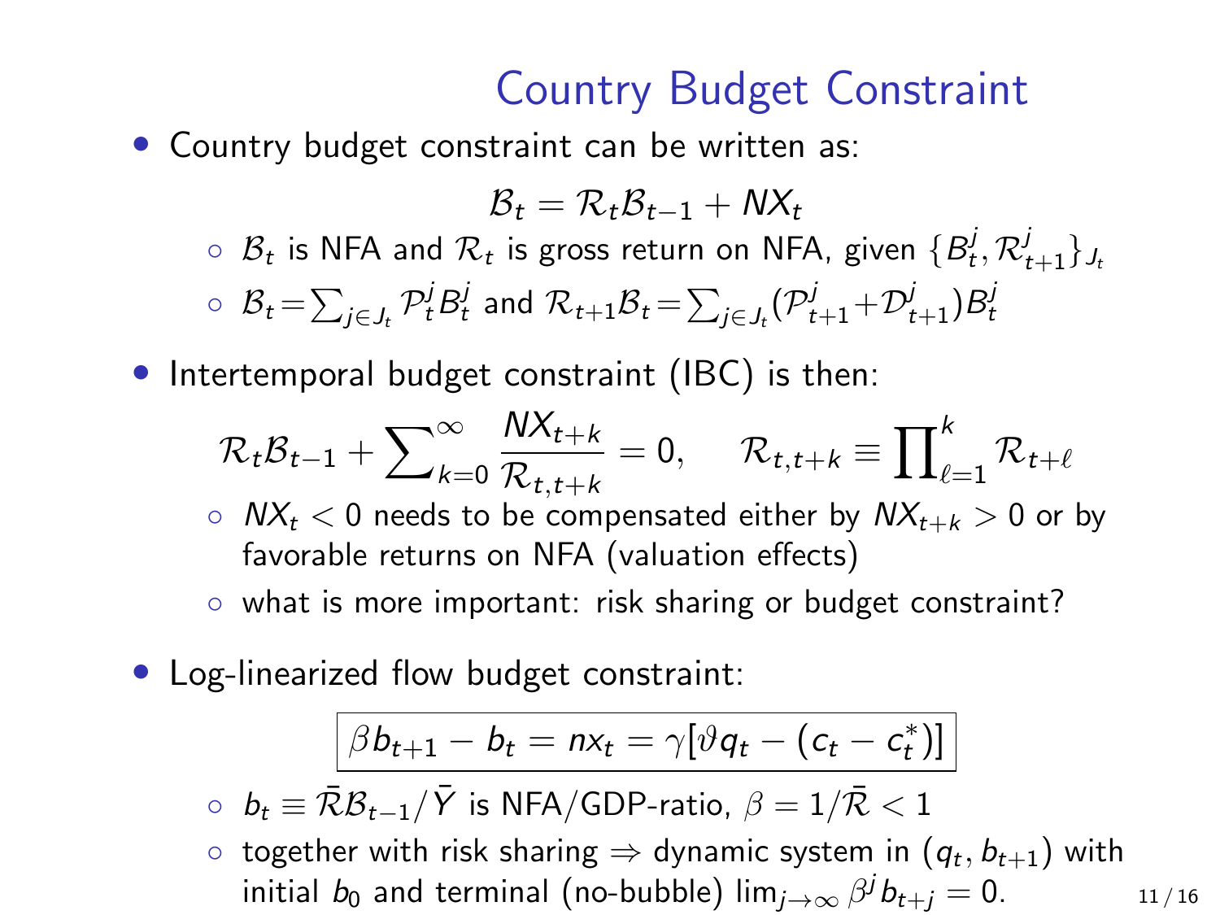# Country Budget Constraint

- Country budget constraint can be written as:

$$\mathcal{B}_t = \mathcal{R}_t \mathcal{B}_{t-1} + NX_t$$

  - $\mathcal{B}_t$ is NFA and $\mathcal{R}_t$ is gross return on NFA, given $\{B_t^j, \mathcal{R}_{t+1}^j\}_{J_t}$
  - $\mathcal{B}_t = \sum_{j \in J_t} \mathcal{P}_t^j B_t^j$ and $\mathcal{R}_{t+1}\mathcal{B}_t = \sum_{j \in J_t} (\mathcal{P}_{t+1}^j + \mathcal{D}_{t+1}^j) B_t^j$

- Intertemporal budget constraint (IBC) is then:

$$\mathcal{R}_t \mathcal{B}_{t-1} + \sum_{k=0}^{\infty} \frac{NX_{t+k}}{\mathcal{R}_{t,t+k}} = 0, \qquad \mathcal{R}_{t,t+k} \equiv \prod_{\ell=1}^{k} \mathcal{R}_{t+\ell}$$

  - $NX_t < 0$ needs to be compensated either by $NX_{t+k} > 0$ or by favorable returns on NFA (valuation effects)
  - what is more important: risk sharing or budget constraint?

- Log-linearized flow budget constraint:

$$\boxed{\beta b_{t+1} - b_t = nx_t = \gamma[\vartheta q_t - (c_t - c_t^*)]}$$

  - $b_t \equiv \bar{\mathcal{R}} \mathcal{B}_{t-1} / \bar{Y}$ is NFA/GDP-ratio, $\beta = 1/\bar{\mathcal{R}} < 1$
  - together with risk sharing $\Rightarrow$ dynamic system in $(q_t, b_{t+1})$ with initial $b_0$ and terminal (no-bubble) $\lim_{j \to \infty} \beta^j b_{t+j} = 0$.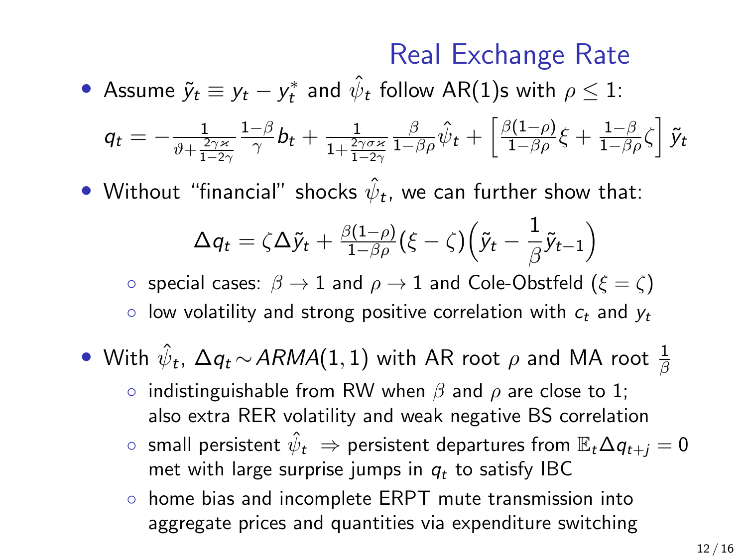# Real Exchange Rate

- Assume $\tilde{y}_t \equiv y_t - y_t^*$ and $\hat{\psi}_t$ follow AR(1)s with $\rho \leq 1$:

$$q_t = -\frac{1}{\vartheta + \frac{2\gamma\varkappa}{1-2\gamma}} \frac{1-\beta}{\gamma} b_t + \frac{1}{1+\frac{2\gamma\sigma\varkappa}{1-2\gamma}} \frac{\beta}{1-\beta\rho} \hat{\psi}_t + \left[ \frac{\beta(1-\rho)}{1-\beta\rho} \xi + \frac{1-\beta}{1-\beta\rho} \zeta \right] \tilde{y}_t$$

- Without "financial" shocks $\hat{\psi}_t$, we can further show that:

$$\Delta q_t = \zeta \Delta \tilde{y}_t + \frac{\beta(1-\rho)}{1-\beta\rho} (\xi - \zeta) \Big( \tilde{y}_t - \frac{1}{\beta} \tilde{y}_{t-1} \Big)$$

  - special cases: $\beta \to 1$ and $\rho \to 1$ and Cole-Obstfeld ($\xi = \zeta$)
  - low volatility and strong positive correlation with $c_t$ and $y_t$

- With $\hat{\psi}_t$, $\Delta q_t \sim ARMA(1,1)$ with AR root $\rho$ and MA root $\frac{1}{\beta}$
  - indistinguishable from RW when $\beta$ and $\rho$ are close to 1; also extra RER volatility and weak negative BS correlation
  - small persistent $\hat{\psi}_t$ $\Rightarrow$ persistent departures from $\mathbb{E}_t \Delta q_{t+j} = 0$ met with large surprise jumps in $q_t$ to satisfy IBC
  - home bias and incomplete ERPT mute transmission into aggregate prices and quantities via expenditure switching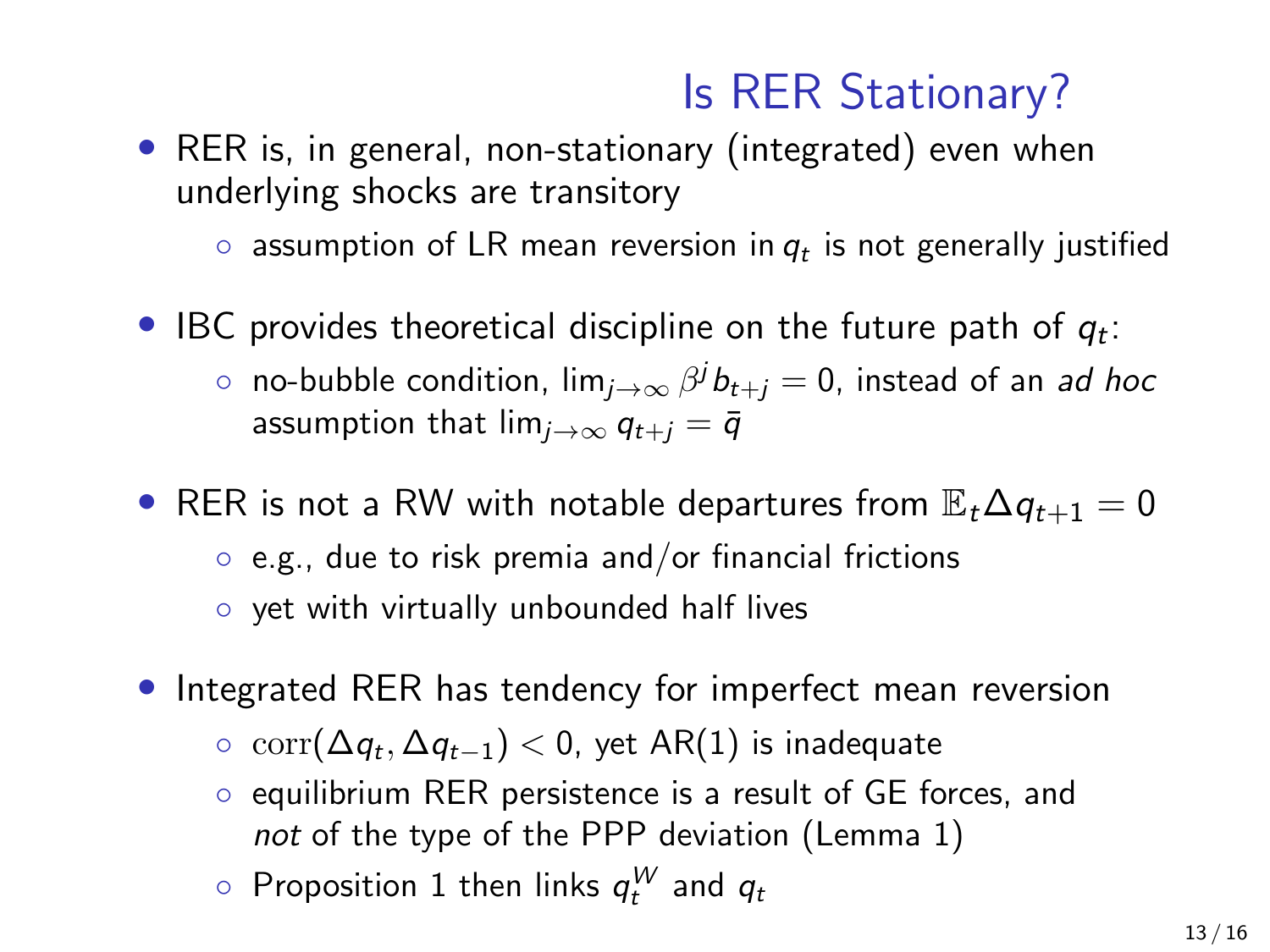# Is RER Stationary?

- RER is, in general, non-stationary (integrated) even when underlying shocks are transitory
  - assumption of LR mean reversion in $q_t$ is not generally justified

- IBC provides theoretical discipline on the future path of $q_t$:
  - no-bubble condition, $\lim_{j\to\infty} \beta^j b_{t+j} = 0$, instead of an *ad hoc* assumption that $\lim_{j\to\infty} q_{t+j} = \bar{q}$

- RER is not a RW with notable departures from $\mathbb{E}_t \Delta q_{t+1} = 0$
  - e.g., due to risk premia and/or financial frictions
  - yet with virtually unbounded half lives

- Integrated RER has tendency for imperfect mean reversion
  - $\mathrm{corr}(\Delta q_t, \Delta q_{t-1}) < 0$, yet AR(1) is inadequate
  - equilibrium RER persistence is a result of GE forces, and *not* of the type of the PPP deviation (Lemma 1)
  - Proposition 1 then links $q_t^W$ and $q_t$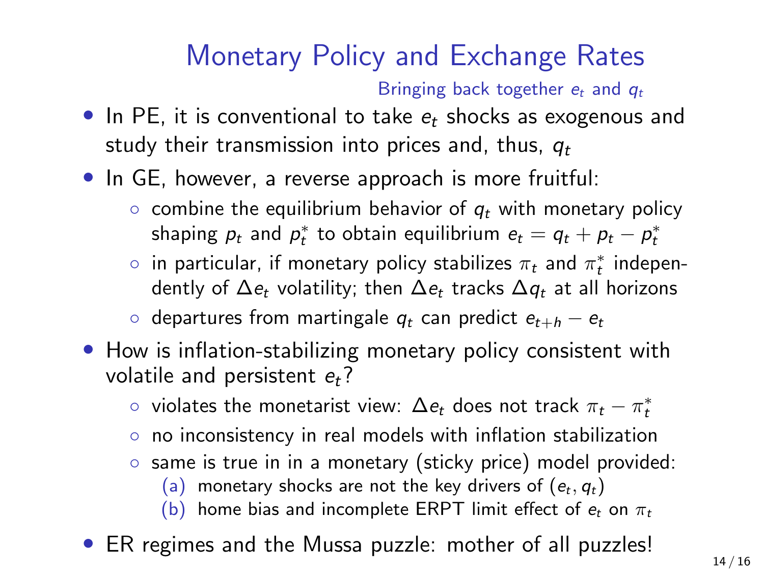# Monetary Policy and Exchange Rates

Bringing back together $e_t$ and $q_t$

- In PE, it is conventional to take $e_t$ shocks as exogenous and study their transmission into prices and, thus, $q_t$
- In GE, however, a reverse approach is more fruitful:
  - combine the equilibrium behavior of $q_t$ with monetary policy shaping $p_t$ and $p_t^*$ to obtain equilibrium $e_t = q_t + p_t - p_t^*$
  - in particular, if monetary policy stabilizes $\pi_t$ and $\pi_t^*$ independently of $\Delta e_t$ volatility; then $\Delta e_t$ tracks $\Delta q_t$ at all horizons
  - departures from martingale $q_t$ can predict $e_{t+h} - e_t$
- How is inflation-stabilizing monetary policy consistent with volatile and persistent $e_t$?
  - violates the monetarist view: $\Delta e_t$ does not track $\pi_t - \pi_t^*$
  - no inconsistency in real models with inflation stabilization
  - same is true in in a monetary (sticky price) model provided:
    - (a) monetary shocks are not the key drivers of $(e_t, q_t)$
    - (b) home bias and incomplete ERPT limit effect of $e_t$ on $\pi_t$
- ER regimes and the Mussa puzzle: mother of all puzzles!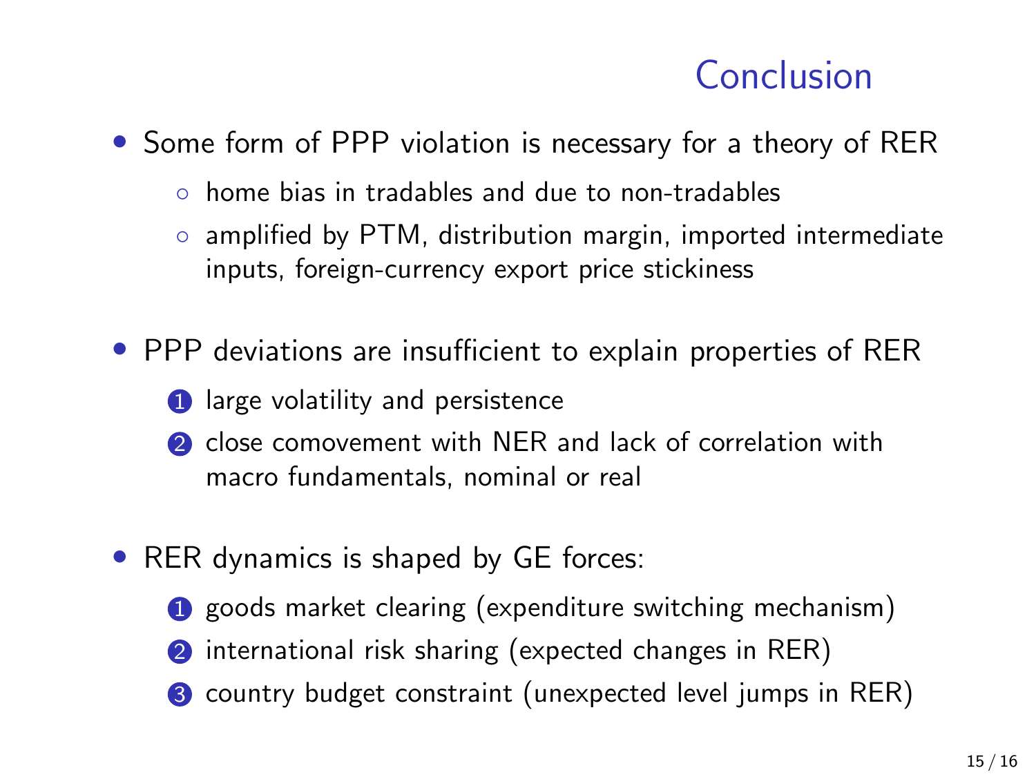# Conclusion

- Some form of PPP violation is necessary for a theory of RER
  - home bias in tradables and due to non-tradables
  - amplified by PTM, distribution margin, imported intermediate inputs, foreign-currency export price stickiness

- PPP deviations are insufficient to explain properties of RER
  1. large volatility and persistence
  2. close comovement with NER and lack of correlation with macro fundamentals, nominal or real

- RER dynamics is shaped by GE forces:
  1. goods market clearing (expenditure switching mechanism)
  2. international risk sharing (expected changes in RER)
  3. country budget constraint (unexpected level jumps in RER)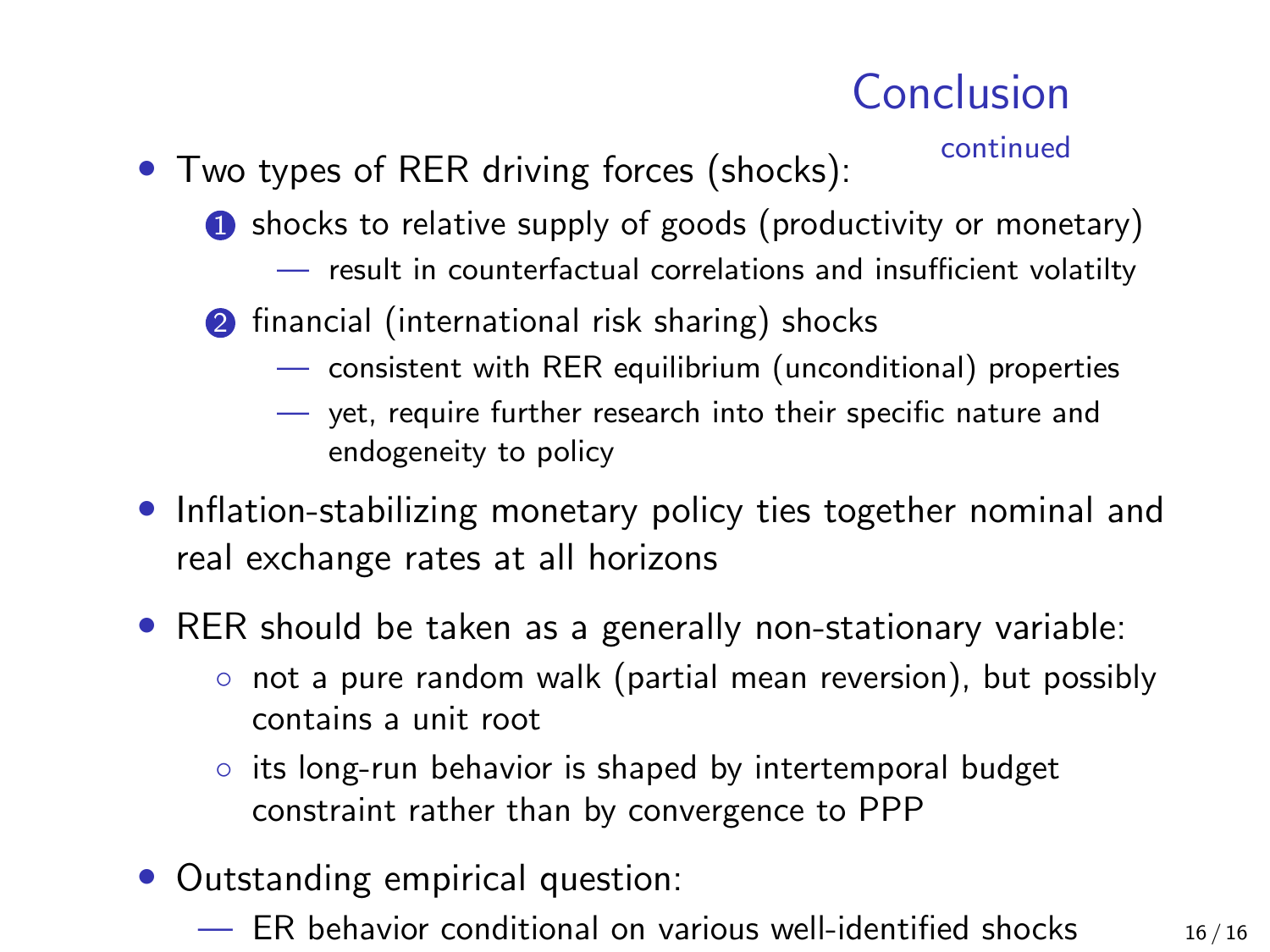# Conclusion

continued

- Two types of RER driving forces (shocks):
  1. shocks to relative supply of goods (productivity or monetary)
     — result in counterfactual correlations and insufficient volatilty
  2. financial (international risk sharing) shocks
     — consistent with RER equilibrium (unconditional) properties
     — yet, require further research into their specific nature and endogeneity to policy
- Inflation-stabilizing monetary policy ties together nominal and real exchange rates at all horizons
- RER should be taken as a generally non-stationary variable:
  - not a pure random walk (partial mean reversion), but possibly contains a unit root
  - its long-run behavior is shaped by intertemporal budget constraint rather than by convergence to PPP
- Outstanding empirical question:
  — ER behavior conditional on various well-identified shocks